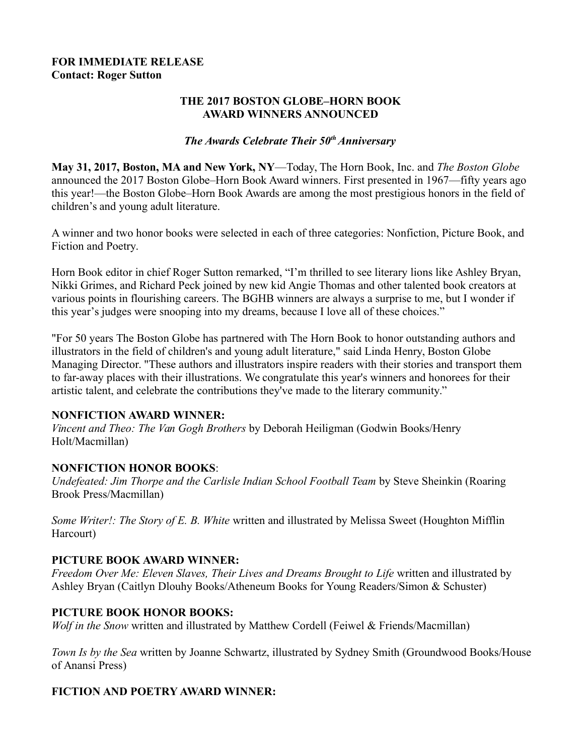**FOR IMMEDIATE RELEASE**
**Contact: Roger Sutton**

## THE 2017 BOSTON GLOBE–HORN BOOK AWARD WINNERS ANNOUNCED

### *The Awards Celebrate Their 50th Anniversary*

**May 31, 2017, Boston, MA and New York, NY**—Today, The Horn Book, Inc. and *The Boston Globe* announced the 2017 Boston Globe–Horn Book Award winners. First presented in 1967—fifty years ago this year!—the Boston Globe–Horn Book Awards are among the most prestigious honors in the field of children's and young adult literature.

A winner and two honor books were selected in each of three categories: Nonfiction, Picture Book, and Fiction and Poetry.

Horn Book editor in chief Roger Sutton remarked, "I'm thrilled to see literary lions like Ashley Bryan, Nikki Grimes, and Richard Peck joined by new kid Angie Thomas and other talented book creators at various points in flourishing careers. The BGHB winners are always a surprise to me, but I wonder if this year's judges were snooping into my dreams, because I love all of these choices."

"For 50 years The Boston Globe has partnered with The Horn Book to honor outstanding authors and illustrators in the field of children's and young adult literature," said Linda Henry, Boston Globe Managing Director. "These authors and illustrators inspire readers with their stories and transport them to far-away places with their illustrations. We congratulate this year's winners and honorees for their artistic talent, and celebrate the contributions they've made to the literary community."

**NONFICTION AWARD WINNER:**
*Vincent and Theo: The Van Gogh Brothers* by Deborah Heiligman (Godwin Books/Henry Holt/Macmillan)

**NONFICTION HONOR BOOKS**:
*Undefeated: Jim Thorpe and the Carlisle Indian School Football Team* by Steve Sheinkin (Roaring Brook Press/Macmillan)

*Some Writer!: The Story of E. B. White* written and illustrated by Melissa Sweet (Houghton Mifflin Harcourt)

**PICTURE BOOK AWARD WINNER:**
*Freedom Over Me: Eleven Slaves, Their Lives and Dreams Brought to Life* written and illustrated by Ashley Bryan (Caitlyn Dlouhy Books/Atheneum Books for Young Readers/Simon & Schuster)

**PICTURE BOOK HONOR BOOKS:**
*Wolf in the Snow* written and illustrated by Matthew Cordell (Feiwel & Friends/Macmillan)

*Town Is by the Sea* written by Joanne Schwartz, illustrated by Sydney Smith (Groundwood Books/House of Anansi Press)

**FICTION AND POETRY AWARD WINNER:**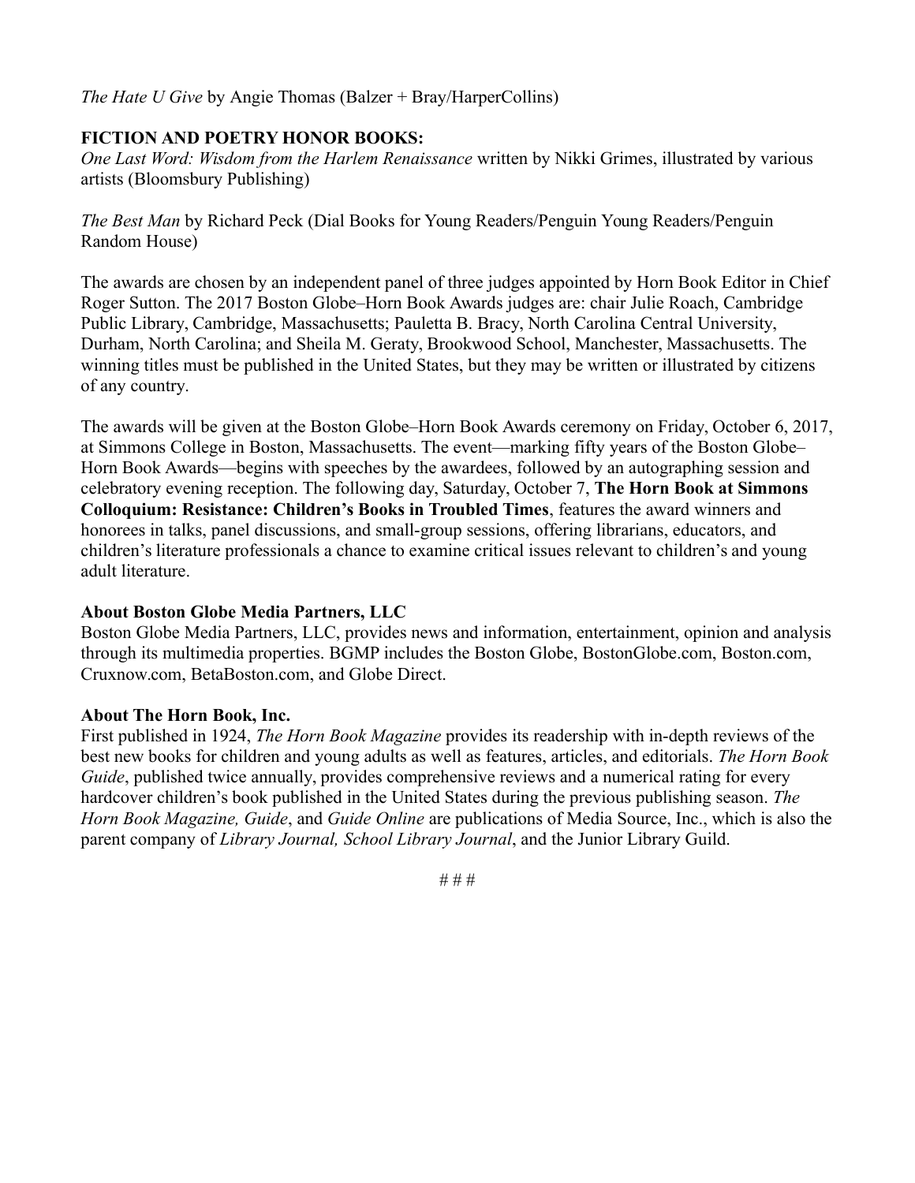*The Hate U Give* by Angie Thomas (Balzer + Bray/HarperCollins)

**FICTION AND POETRY HONOR BOOKS:**
*One Last Word: Wisdom from the Harlem Renaissance* written by Nikki Grimes, illustrated by various artists (Bloomsbury Publishing)

*The Best Man* by Richard Peck (Dial Books for Young Readers/Penguin Young Readers/Penguin Random House)

The awards are chosen by an independent panel of three judges appointed by Horn Book Editor in Chief Roger Sutton. The 2017 Boston Globe–Horn Book Awards judges are: chair Julie Roach, Cambridge Public Library, Cambridge, Massachusetts; Pauletta B. Bracy, North Carolina Central University, Durham, North Carolina; and Sheila M. Geraty, Brookwood School, Manchester, Massachusetts. The winning titles must be published in the United States, but they may be written or illustrated by citizens of any country.

The awards will be given at the Boston Globe–Horn Book Awards ceremony on Friday, October 6, 2017, at Simmons College in Boston, Massachusetts. The event—marking fifty years of the Boston Globe–Horn Book Awards—begins with speeches by the awardees, followed by an autographing session and celebratory evening reception. The following day, Saturday, October 7, **The Horn Book at Simmons Colloquium: Resistance: Children's Books in Troubled Times**, features the award winners and honorees in talks, panel discussions, and small-group sessions, offering librarians, educators, and children's literature professionals a chance to examine critical issues relevant to children's and young adult literature.

**About Boston Globe Media Partners, LLC**
Boston Globe Media Partners, LLC, provides news and information, entertainment, opinion and analysis through its multimedia properties. BGMP includes the Boston Globe, BostonGlobe.com, Boston.com, Cruxnow.com, BetaBoston.com, and Globe Direct.

**About The Horn Book, Inc.**
First published in 1924, *The Horn Book Magazine* provides its readership with in-depth reviews of the best new books for children and young adults as well as features, articles, and editorials. *The Horn Book Guide*, published twice annually, provides comprehensive reviews and a numerical rating for every hardcover children's book published in the United States during the previous publishing season. *The Horn Book Magazine, Guide*, and *Guide Online* are publications of Media Source, Inc., which is also the parent company of *Library Journal, School Library Journal*, and the Junior Library Guild.

# # #